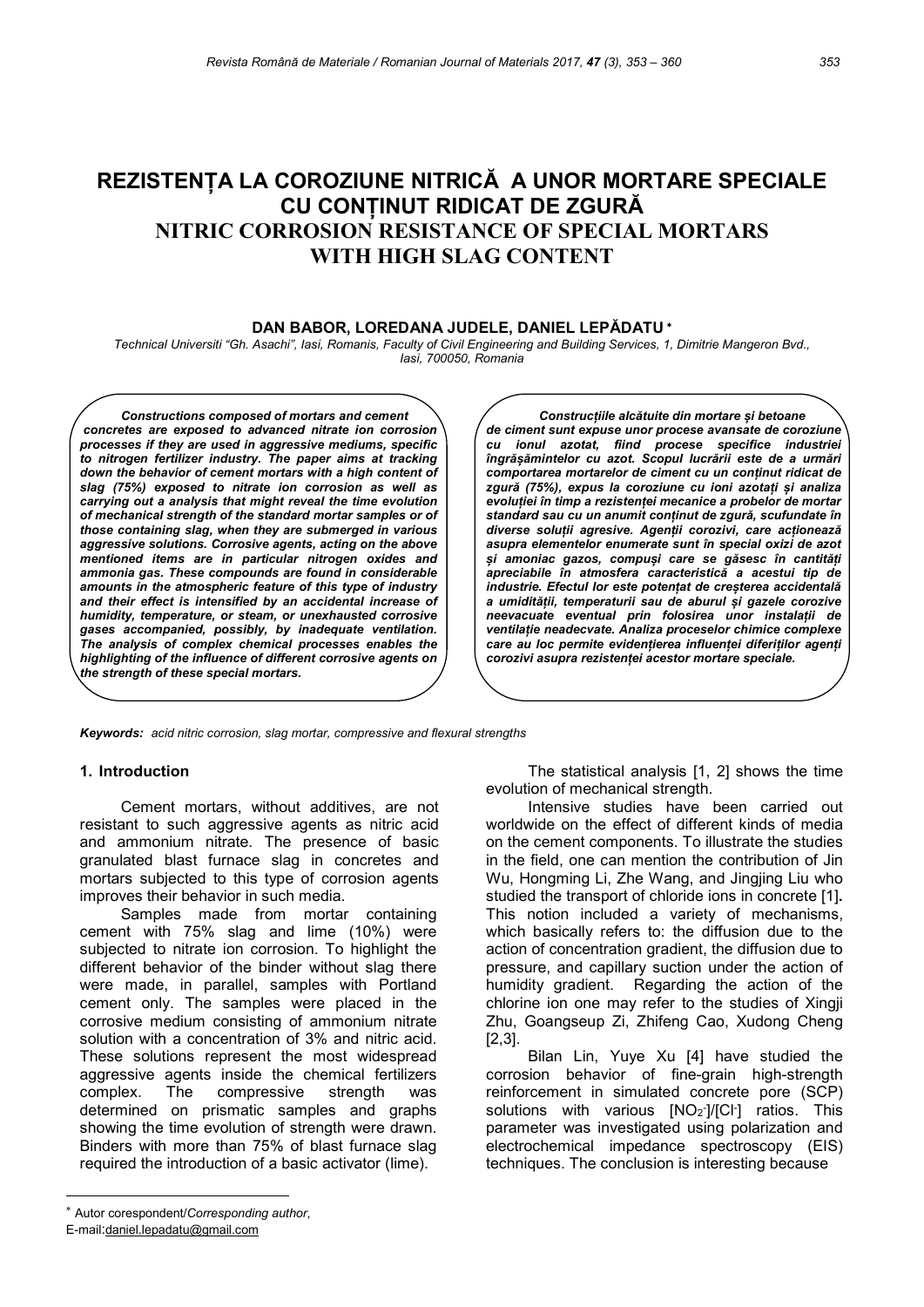# REZISTENȚA LA COROZIUNE NITRICĂ A UNOR MORTARE SPECIALE CU CONȚINUT RIDICAT DE ZGURĂ

# NITRIC CORROSION RESISTANCE OF SPECIAL MORTARS WITH HIGH SLAG CONTENT

**DAN BABOR, LOREDANA JUDELE, DANIEL LEPĂDATU** *

*Technical Universiti "Gh. Asachi", Iasi, Romanis, Faculty of Civil Engineering and Building Services, 1, Dimitrie Mangeron Bvd., Iasi, 700050, Romania*

***Constructions composed of mortars and cement concretes are exposed to advanced nitrate ion corrosion processes if they are used in aggressive mediums, specific to nitrogen fertilizer industry. The paper aims at tracking down the behavior of cement mortars with a high content of slag (75%) exposed to nitrate ion corrosion as well as carrying out a analysis that might reveal the time evolution of mechanical strength of the standard mortar samples or of those containing slag, when they are submerged in various aggressive solutions. Corrosive agents, acting on the above mentioned items are in particular nitrogen oxides and ammonia gas. These compounds are found in considerable amounts in the atmospheric feature of this type of industry and their effect is intensified by an accidental increase of humidity, temperature, or steam, or unexhausted corrosive gases accompanied, possibly, by inadequate ventilation. The analysis of complex chemical processes enables the highlighting of the influence of different corrosive agents on the strength of these special mortars.***

***Construcțiile alcătuite din mortare și betoane de ciment sunt expuse unor procese avansate de coroziune cu ionul azotat, fiind procese specifice industriei îngrășămintelor cu azot. Scopul lucrării este de a urmări comportarea mortarelor de ciment cu un conținut ridicat de zgură (75%), expus la coroziune cu ioni azotați și analiza evoluției în timp a rezistenței mecanice a probelor de mortar standard sau cu un anumit conținut de zgură, scufundate în diverse soluții agresive. Agenții corozivi, care acționează asupra elementelor enumerate sunt în special oxizi de azot și amoniac gazos, compuși care se găsesc în cantități apreciabile în atmosfera caracteristică a acestui tip de industrie. Efectul lor este potențat de creșterea accidentală a umidității, temperaturii sau de aburul și gazele corozive neevacuate eventual prin folosirea unor instalații de ventilație neadecvate. Analiza proceselor chimice complexe care au loc permite evidențierea influenței diferiților agenți corozivi asupra rezistenței acestor mortare speciale.***

***Keywords:*** *acid nitric corrosion, slag mortar, compressive and flexural strengths*

## 1. Introduction

Cement mortars, without additives, are not resistant to such aggressive agents as nitric acid and ammonium nitrate. The presence of basic granulated blast furnace slag in concretes and mortars subjected to this type of corrosion agents improves their behavior in such media.

Samples made from mortar containing cement with 75% slag and lime (10%) were subjected to nitrate ion corrosion. To highlight the different behavior of the binder without slag there were made, in parallel, samples with Portland cement only. The samples were placed in the corrosive medium consisting of ammonium nitrate solution with a concentration of 3% and nitric acid. These solutions represent the most widespread aggressive agents inside the chemical fertilizers complex. The compressive strength was determined on prismatic samples and graphs showing the time evolution of strength were drawn. Binders with more than 75% of blast furnace slag required the introduction of a basic activator (lime).

The statistical analysis [1, 2] shows the time evolution of mechanical strength.

Intensive studies have been carried out worldwide on the effect of different kinds of media on the cement components. To illustrate the studies in the field, one can mention the contribution of Jin Wu, Hongming Li, Zhe Wang, and Jingjing Liu who studied the transport of chloride ions in concrete [1]**.** This notion included a variety of mechanisms, which basically refers to: the diffusion due to the action of concentration gradient, the diffusion due to pressure, and capillary suction under the action of humidity gradient. Regarding the action of the chlorine ion one may refer to the studies of Xingji Zhu, Goangseup Zi, Zhifeng Cao, Xudong Cheng [2,3].

Bilan Lin, Yuye Xu [4] have studied the corrosion behavior of fine-grain high-strength reinforcement in simulated concrete pore (SCP) solutions with various $[NO_2^-]/[Cl^-]$ ratios. This parameter was investigated using polarization and electrochemical impedance spectroscopy (EIS) techniques. The conclusion is interesting because

---

\* Autor corespondent/*Corresponding author*,
E-mail: daniel.lepadatu@gmail.com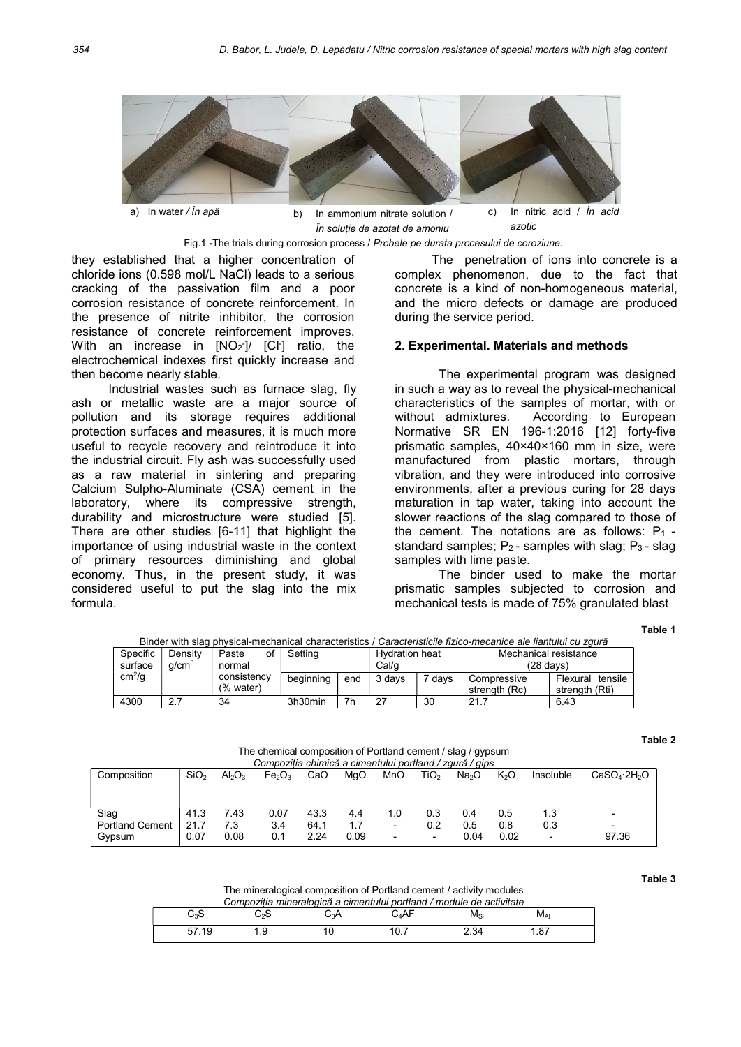a) In water */ În apă* b) In ammonium nitrate solution / *În soluție de azotat de amoniu* c) In nitric acid / *În acid azotic*

Fig.1 -The trials during corrosion process / *Probele pe durata procesului de coroziune.*

they established that a higher concentration of chloride ions (0.598 mol/L NaCl) leads to a serious cracking of the passivation film and a poor corrosion resistance of concrete reinforcement. In the presence of nitrite inhibitor, the corrosion resistance of concrete reinforcement improves. With an increase in $[NO_2^-]/[Cl^-]$ ratio, the electrochemical indexes first quickly increase and then become nearly stable.

Industrial wastes such as furnace slag, fly ash or metallic waste are a major source of pollution and its storage requires additional protection surfaces and measures, it is much more useful to recycle recovery and reintroduce it into the industrial circuit. Fly ash was successfully used as a raw material in sintering and preparing Calcium Sulpho-Aluminate (CSA) cement in the laboratory, where its compressive strength, durability and microstructure were studied [5]. There are other studies [6-11] that highlight the importance of using industrial waste in the context of primary resources diminishing and global economy. Thus, in the present study, it was considered useful to put the slag into the mix formula.

The penetration of ions into concrete is a complex phenomenon, due to the fact that concrete is a kind of non-homogeneous material, and the micro defects or damage are produced during the service period.

## 2. Experimental. Materials and methods

The experimental program was designed in such a way as to reveal the physical-mechanical characteristics of the samples of mortar, with or without admixtures. According to European Normative SR EN 196-1:2016 [12] forty-five prismatic samples, 40×40×160 mm in size, were manufactured from plastic mortars, through vibration, and they were introduced into corrosive environments, after a previous curing for 28 days maturation in tap water, taking into account the slower reactions of the slag compared to those of the cement. The notations are as follows: $P_1$ - standard samples; $P_2$ - samples with slag; $P_3$ - slag samples with lime paste.

The binder used to make the mortar prismatic samples subjected to corrosion and mechanical tests is made of 75% granulated blast

**Table 1**

Binder with slag physical-mechanical characteristics / *Caracteristicile fizico-mecanice ale liantului cu zgură*

| Specific surface $cm^2/g$ | Density $g/cm^3$ | Paste of normal consistency (% water) | Setting | | Hydration heat Cal/g | | Mechanical resistance (28 days) | |
|---|---|---|---|---|---|---|---|---|
| | | | beginning | end | 3 days | 7 days | Compressive strength (Rc) | Flexural tensile strength (Rti) |
| 4300 | 2.7 | 34 | 3h30min | 7h | 27 | 30 | 21.7 | 6.43 |

**Table 2**

The chemical composition of Portland cement / slag / gypsum
*Compoziția chimică a cimentului portland / zgură / gips*

| Composition | $SiO_2$ | $Al_2O_3$ | $Fe_2O_3$ | CaO | MgO | MnO | $TiO_2$ | $Na_2O$ | $K_2O$ | Insoluble | $CaSO_4{\cdot}2H_2O$ |
|---|---|---|---|---|---|---|---|---|---|---|---|
| Slag | 41.3 | 7.43 | 0.07 | 43.3 | 4.4 | 1.0 | 0.3 | 0.4 | 0.5 | 1.3 | - |
| Portland Cement | 21.7 | 7.3 | 3.4 | 64.1 | 1.7 | - | 0.2 | 0.5 | 0.8 | 0.3 | - |
| Gypsum | 0.07 | 0.08 | 0.1 | 2.24 | 0.09 | - | - | 0.04 | 0.02 | - | 97.36 |

**Table 3**

The mineralogical composition of Portland cement / activity modules
*Compoziția mineralogică a cimentului portland / module de activitate*

| $C_3S$ | $C_2S$ | $C_3A$ | $C_4AF$ | $M_{Si}$ | $M_{Al}$ |
|---|---|---|---|---|---|
| 57.19 | 1.9 | 10 | 10.7 | 2.34 | 1.87 |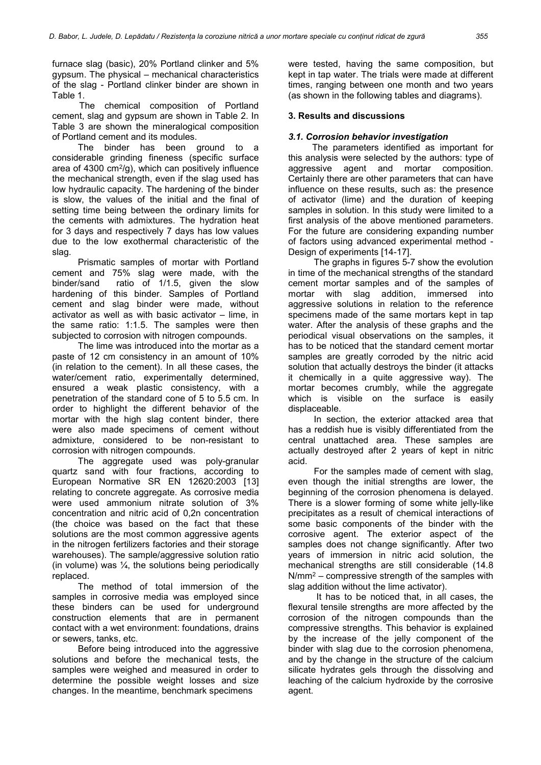furnace slag (basic), 20% Portland clinker and 5% gypsum. The physical – mechanical characteristics of the slag - Portland clinker binder are shown in Table 1.

The chemical composition of Portland cement, slag and gypsum are shown in Table 2. In Table 3 are shown the mineralogical composition of Portland cement and its modules.

The binder has been ground to a considerable grinding fineness (specific surface area of 4300 $cm^2/g$), which can positively influence the mechanical strength, even if the slag used has low hydraulic capacity. The hardening of the binder is slow, the values of the initial and the final of setting time being between the ordinary limits for the cements with admixtures. The hydration heat for 3 days and respectively 7 days has low values due to the low exothermal characteristic of the slag.

Prismatic samples of mortar with Portland cement and 75% slag were made, with the binder/sand ratio of 1/1.5, given the slow hardening of this binder. Samples of Portland cement and slag binder were made, without activator as well as with basic activator – lime, in the same ratio: 1:1.5. The samples were then subjected to corrosion with nitrogen compounds.

The lime was introduced into the mortar as a paste of 12 cm consistency in an amount of 10% (in relation to the cement). In all these cases, the water/cement ratio, experimentally determined, ensured a weak plastic consistency, with a penetration of the standard cone of 5 to 5.5 cm. In order to highlight the different behavior of the mortar with the high slag content binder, there were also made specimens of cement without admixture, considered to be non-resistant to corrosion with nitrogen compounds.

The aggregate used was poly-granular quartz sand with four fractions, according to European Normative SR EN 12620:2003 [13] relating to concrete aggregate. As corrosive media were used ammonium nitrate solution of 3% concentration and nitric acid of 0,2n concentration (the choice was based on the fact that these solutions are the most common aggressive agents in the nitrogen fertilizers factories and their storage warehouses). The sample/aggressive solution ratio (in volume) was ¼, the solutions being periodically replaced.

The method of total immersion of the samples in corrosive media was employed since these binders can be used for underground construction elements that are in permanent contact with a wet environment: foundations, drains or sewers, tanks, etc.

Before being introduced into the aggressive solutions and before the mechanical tests, the samples were weighed and measured in order to determine the possible weight losses and size changes. In the meantime, benchmark specimens were tested, having the same composition, but kept in tap water. The trials were made at different times, ranging between one month and two years (as shown in the following tables and diagrams).

## 3. Results and discussions

### *3.1. Corrosion behavior investigation*

The parameters identified as important for this analysis were selected by the authors: type of aggressive agent and mortar composition. Certainly there are other parameters that can have influence on these results, such as: the presence of activator (lime) and the duration of keeping samples in solution. In this study were limited to a first analysis of the above mentioned parameters. For the future are considering expanding number of factors using advanced experimental method - Design of experiments [14-17].

The graphs in figures 5-7 show the evolution in time of the mechanical strengths of the standard cement mortar samples and of the samples of mortar with slag addition, immersed into aggressive solutions in relation to the reference specimens made of the same mortars kept in tap water. After the analysis of these graphs and the periodical visual observations on the samples, it has to be noticed that the standard cement mortar samples are greatly corroded by the nitric acid solution that actually destroys the binder (it attacks it chemically in a quite aggressive way). The mortar becomes crumbly, while the aggregate which is visible on the surface is easily displaceable.

In section, the exterior attacked area that has a reddish hue is visibly differentiated from the central unattached area. These samples are actually destroyed after 2 years of kept in nitric acid.

For the samples made of cement with slag, even though the initial strengths are lower, the beginning of the corrosion phenomena is delayed. There is a slower forming of some white jelly-like precipitates as a result of chemical interactions of some basic components of the binder with the corrosive agent. The exterior aspect of the samples does not change significantly. After two years of immersion in nitric acid solution, the mechanical strengths are still considerable (14.8 $N/mm^2$ – compressive strength of the samples with slag addition without the lime activator).

It has to be noticed that, in all cases, the flexural tensile strengths are more affected by the corrosion of the nitrogen compounds than the compressive strengths. This behavior is explained by the increase of the jelly component of the binder with slag due to the corrosion phenomena, and by the change in the structure of the calcium silicate hydrates gels through the dissolving and leaching of the calcium hydroxide by the corrosive agent.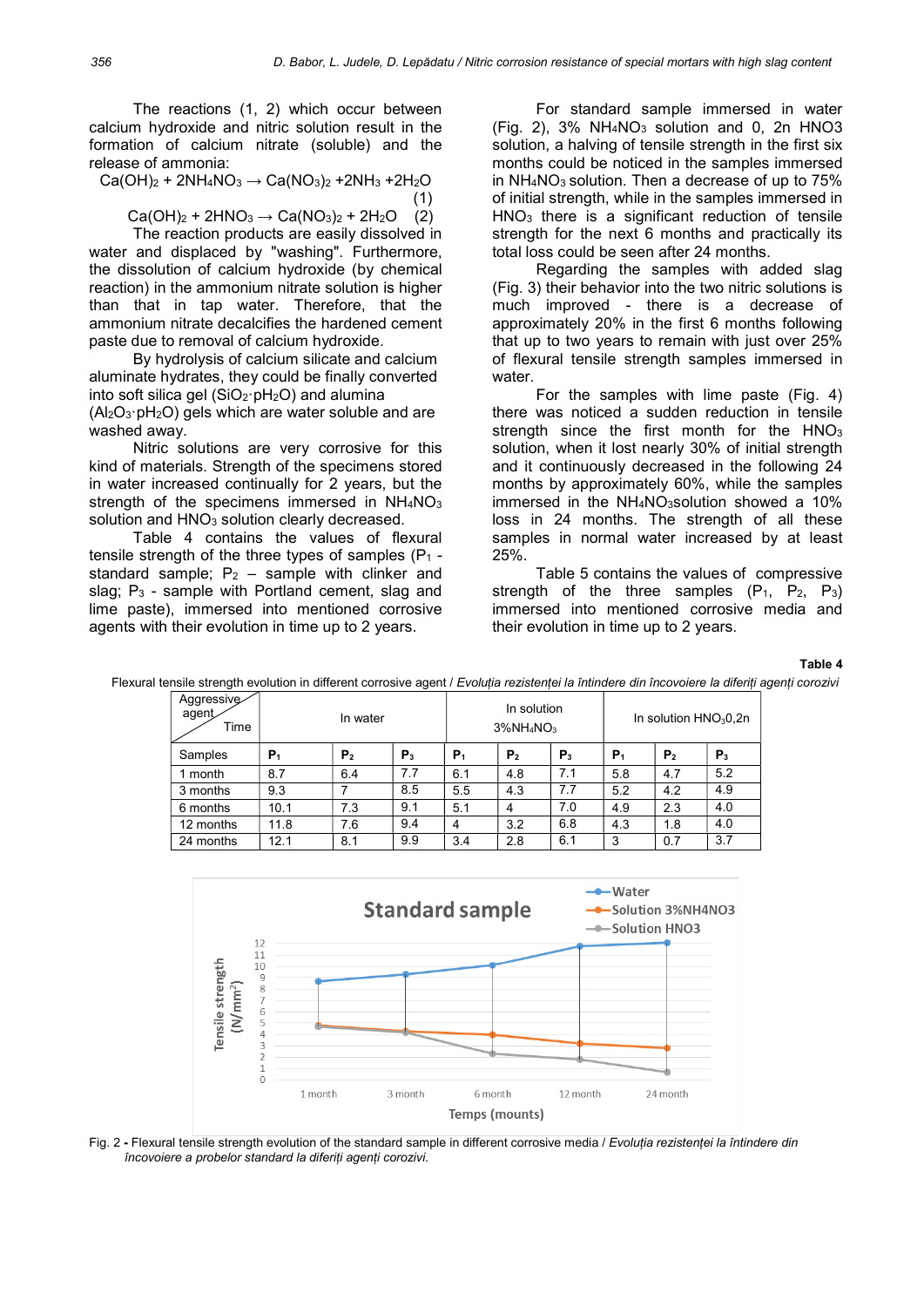The reactions (1, 2) which occur between calcium hydroxide and nitric solution result in the formation of calcium nitrate (soluble) and the release of ammonia:

$$Ca(OH)_2 + 2NH_4NO_3 \rightarrow Ca(NO_3)_2 + 2NH_3 + 2H_2O \quad (1)$$

$$Ca(OH)_2 + 2HNO_3 \rightarrow Ca(NO_3)_2 + 2H_2O \quad (2)$$

The reaction products are easily dissolved in water and displaced by "washing". Furthermore, the dissolution of calcium hydroxide (by chemical reaction) in the ammonium nitrate solution is higher than that in tap water. Therefore, that the ammonium nitrate decalcifies the hardened cement paste due to removal of calcium hydroxide.

By hydrolysis of calcium silicate and calcium aluminate hydrates, they could be finally converted into soft silica gel ($SiO_2 \cdot pH_2O$) and alumina ($Al_2O_3 \cdot pH_2O$) gels which are water soluble and are washed away.

Nitric solutions are very corrosive for this kind of materials. Strength of the specimens stored in water increased continually for 2 years, but the strength of the specimens immersed in $NH_4NO_3$ solution and $HNO_3$ solution clearly decreased.

Table 4 contains the values of flexural tensile strength of the three types of samples ($P_1$ - standard sample; $P_2$ – sample with clinker and slag; $P_3$ - sample with Portland cement, slag and lime paste), immersed into mentioned corrosive agents with their evolution in time up to 2 years.

For standard sample immersed in water (Fig. 2), 3% $NH_4NO_3$ solution and 0, 2n HNO3 solution, a halving of tensile strength in the first six months could be noticed in the samples immersed in $NH_4NO_3$ solution. Then a decrease of up to 75% of initial strength, while in the samples immersed in $HNO_3$ there is a significant reduction of tensile strength for the next 6 months and practically its total loss could be seen after 24 months.

Regarding the samples with added slag (Fig. 3) their behavior into the two nitric solutions is much improved - there is a decrease of approximately 20% in the first 6 months following that up to two years to remain with just over 25% of flexural tensile strength samples immersed in water.

For the samples with lime paste (Fig. 4) there was noticed a sudden reduction in tensile strength since the first month for the $HNO_3$ solution, when it lost nearly 30% of initial strength and it continuously decreased in the following 24 months by approximately 60%, while the samples immersed in the $NH_4NO_3$solution showed a 10% loss in 24 months. The strength of all these samples in normal water increased by at least 25%.

Table 5 contains the values of compressive strength of the three samples ($P_1$, $P_2$, $P_3$) immersed into mentioned corrosive media and their evolution in time up to 2 years.

Table 4

Flexural tensile strength evolution in different corrosive agent / *Evoluția rezistenței la întindere din încovoiere la diferiți agenți corozivi*

| Aggressive agent / Time | In water | | | In solution 3%$NH_4NO_3$ | | | In solution $HNO_3$0,2n | | |
|---|---|---|---|---|---|---|---|---|---|
| Samples | $P_1$ | $P_2$ | $P_3$ | $P_1$ | $P_2$ | $P_3$ | $P_1$ | $P_2$ | $P_3$ |
| 1 month | 8.7 | 6.4 | 7.7 | 6.1 | 4.8 | 7.1 | 5.8 | 4.7 | 5.2 |
| 3 months | 9.3 | 7 | 8.5 | 5.5 | 4.3 | 7.7 | 5.2 | 4.2 | 4.9 |
| 6 months | 10.1 | 7.3 | 9.1 | 5.1 | 4 | 7.0 | 4.9 | 2.3 | 4.0 |
| 12 months | 11.8 | 7.6 | 9.4 | 4 | 3.2 | 6.8 | 4.3 | 1.8 | 4.0 |
| 24 months | 12.1 | 8.1 | 9.9 | 3.4 | 2.8 | 6.1 | 3 | 0.7 | 3.7 |

Fig. 2 - Flexural tensile strength evolution of the standard sample in different corrosive media / *Evoluția rezistenței la întindere din încovoiere a probelor standard la diferiți agenți corozivi.*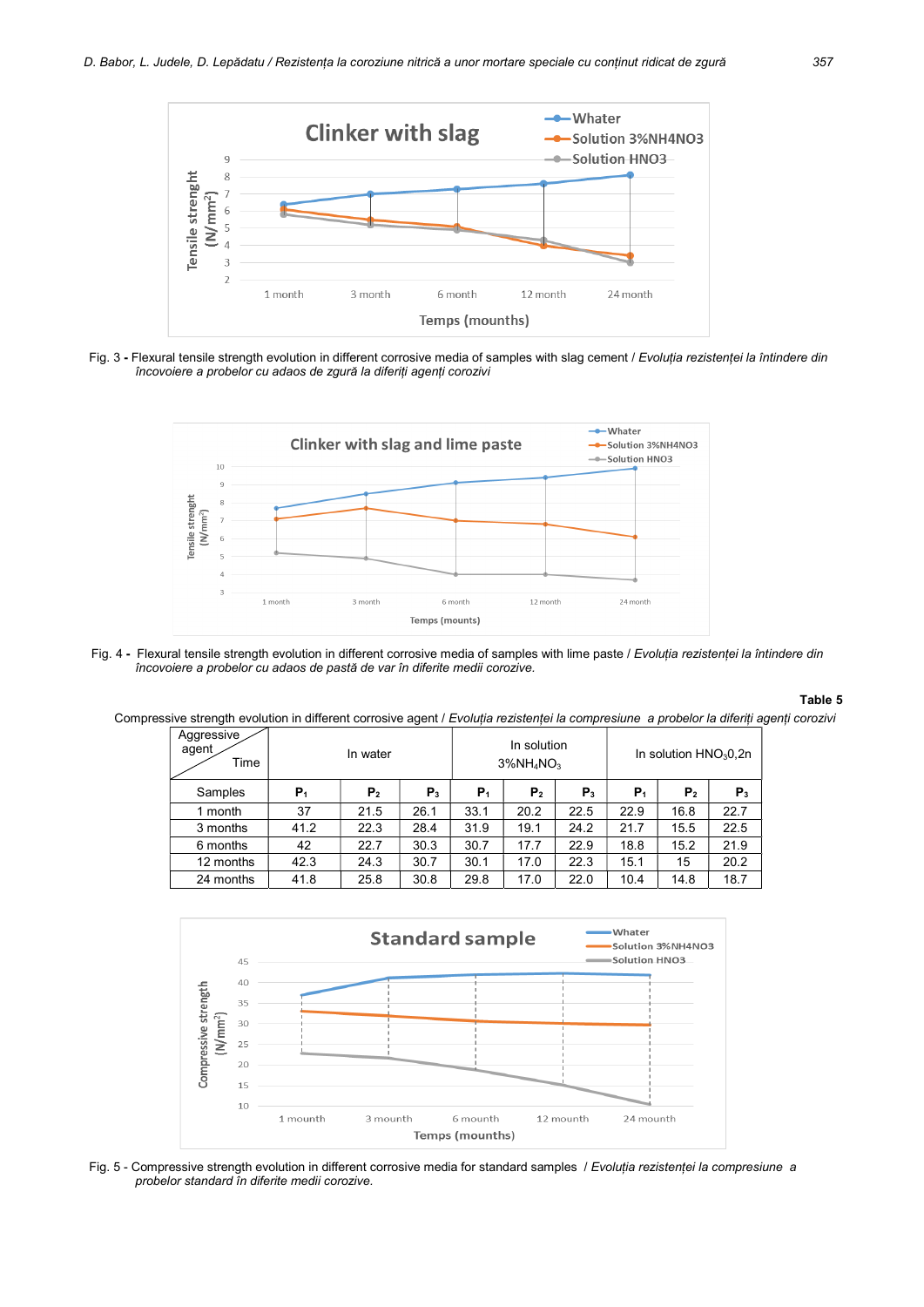Fig. 3 - Flexural tensile strength evolution in different corrosive media of samples with slag cement / *Evoluția rezistenței la întindere din încovoiere a probelor cu adaos de zgură la diferiți agenți corozivi*

Fig. 4 - Flexural tensile strength evolution in different corrosive media of samples with lime paste / *Evoluția rezistenței la întindere din încovoiere a probelor cu adaos de pastă de var în diferite medii corozive.*

**Table 5**

Compressive strength evolution in different corrosive agent / *Evoluția rezistenței la compresiune a probelor la diferiți agenți corozivi*

| Aggressive agent / Time | In water | | | In solution 3%$NH_4NO_3$ | | | In solution $HNO_3$0,2n | | |
|---|---|---|---|---|---|---|---|---|---|
| Samples | $P_1$ | $P_2$ | $P_3$ | $P_1$ | $P_2$ | $P_3$ | $P_1$ | $P_2$ | $P_3$ |
| 1 month | 37 | 21.5 | 26.1 | 33.1 | 20.2 | 22.5 | 22.9 | 16.8 | 22.7 |
| 3 months | 41.2 | 22.3 | 28.4 | 31.9 | 19.1 | 24.2 | 21.7 | 15.5 | 22.5 |
| 6 months | 42 | 22.7 | 30.3 | 30.7 | 17.7 | 22.9 | 18.8 | 15.2 | 21.9 |
| 12 months | 42.3 | 24.3 | 30.7 | 30.1 | 17.0 | 22.3 | 15.1 | 15 | 20.2 |
| 24 months | 41.8 | 25.8 | 30.8 | 29.8 | 17.0 | 22.0 | 10.4 | 14.8 | 18.7 |

Fig. 5 - Compressive strength evolution in different corrosive media for standard samples / *Evoluția rezistenței la compresiune a probelor standard în diferite medii corozive.*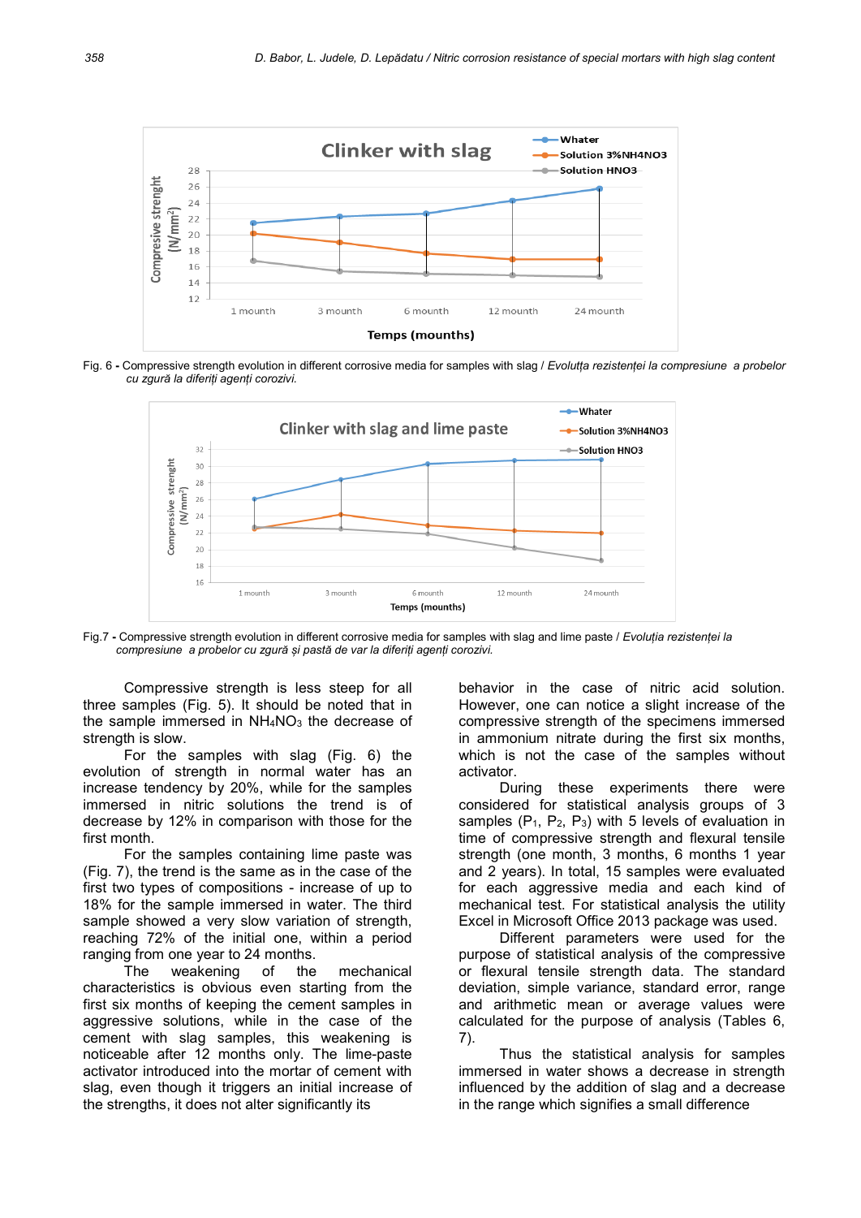Fig. 6 - Compressive strength evolution in different corrosive media for samples with slag / *Evoluțta rezistenței la compresiune a probelor cu zgură la diferiți agenți corozivi.*

Fig.7 - Compressive strength evolution in different corrosive media for samples with slag and lime paste / *Evoluția rezistenței la compresiune a probelor cu zgură și pastă de var la diferiți agenți corozivi.*

Compressive strength is less steep for all three samples (Fig. 5). It should be noted that in the sample immersed in $NH_4NO_3$ the decrease of strength is slow.

For the samples with slag (Fig. 6) the evolution of strength in normal water has an increase tendency by 20%, while for the samples immersed in nitric solutions the trend is of decrease by 12% in comparison with those for the first month.

For the samples containing lime paste was (Fig. 7), the trend is the same as in the case of the first two types of compositions - increase of up to 18% for the sample immersed in water. The third sample showed a very slow variation of strength, reaching 72% of the initial one, within a period ranging from one year to 24 months.

The weakening of the mechanical characteristics is obvious even starting from the first six months of keeping the cement samples in aggressive solutions, while in the case of the cement with slag samples, this weakening is noticeable after 12 months only. The lime-paste activator introduced into the mortar of cement with slag, even though it triggers an initial increase of the strengths, it does not alter significantly its behavior in the case of nitric acid solution. However, one can notice a slight increase of the compressive strength of the specimens immersed in ammonium nitrate during the first six months, which is not the case of the samples without activator.

During these experiments there were considered for statistical analysis groups of 3 samples ($P_1$, $P_2$, $P_3$) with 5 levels of evaluation in time of compressive strength and flexural tensile strength (one month, 3 months, 6 months 1 year and 2 years). In total, 15 samples were evaluated for each aggressive media and each kind of mechanical test. For statistical analysis the utility Excel in Microsoft Office 2013 package was used.

Different parameters were used for the purpose of statistical analysis of the compressive or flexural tensile strength data. The standard deviation, simple variance, standard error, range and arithmetic mean or average values were calculated for the purpose of analysis (Tables 6, 7).

Thus the statistical analysis for samples immersed in water shows a decrease in strength influenced by the addition of slag and a decrease in the range which signifies a small difference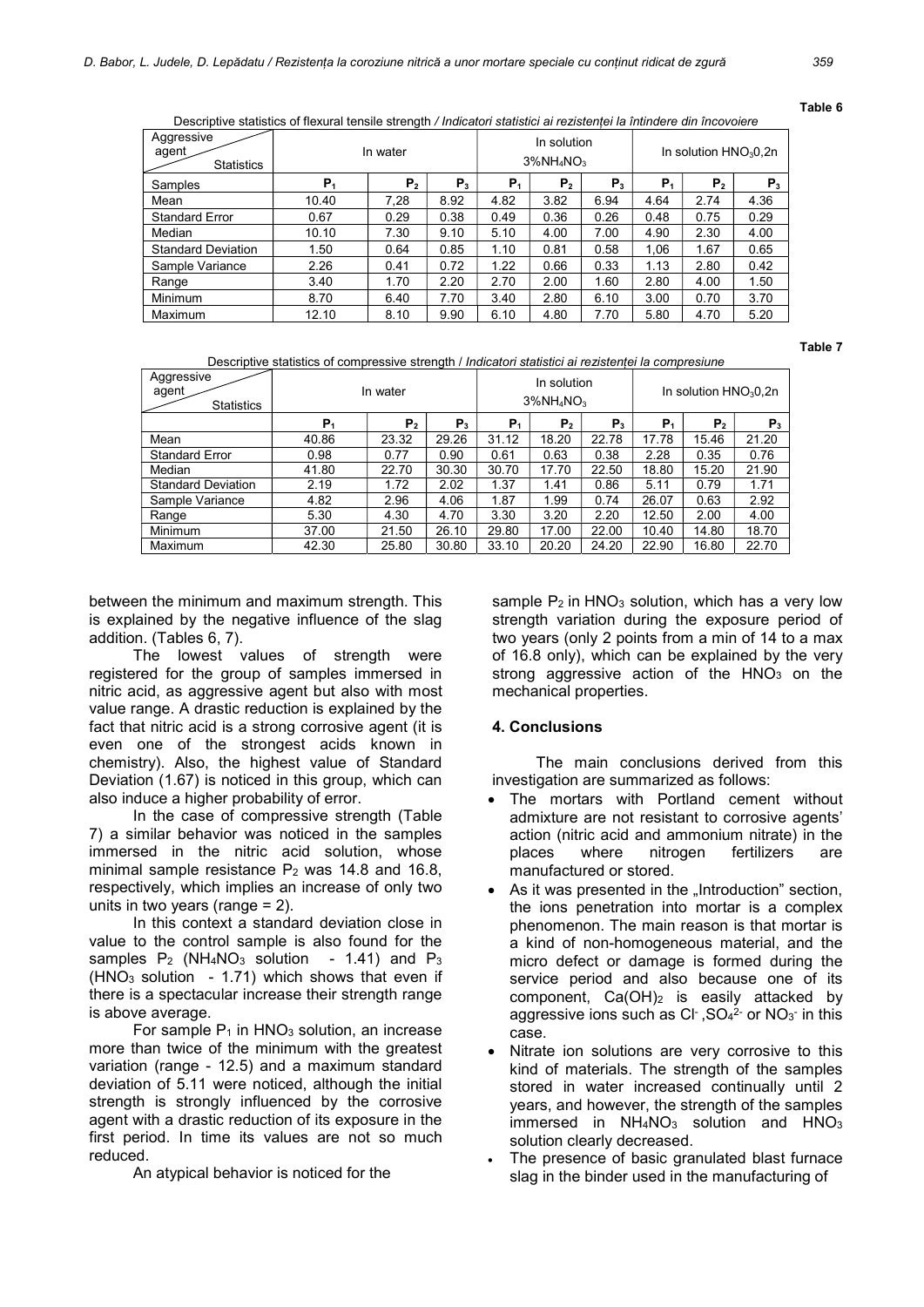**Table 6**

Descriptive statistics of flexural tensile strength / *Indicatori statistici ai rezistenței la întindere din încovoiere*

| Aggressive agent / Statistics | In water | | | In solution 3% $NH_4NO_3$ | | | In solution $HNO_3$ 0,2n | | |
|---|---|---|---|---|---|---|---|---|---|
| Samples | $P_1$ | $P_2$ | $P_3$ | $P_1$ | $P_2$ | $P_3$ | $P_1$ | $P_2$ | $P_3$ |
| Mean | 10.40 | 7,28 | 8.92 | 4.82 | 3.82 | 6.94 | 4.64 | 2.74 | 4.36 |
| Standard Error | 0.67 | 0.29 | 0.38 | 0.49 | 0.36 | 0.26 | 0.48 | 0.75 | 0.29 |
| Median | 10.10 | 7.30 | 9.10 | 5.10 | 4.00 | 7.00 | 4.90 | 2.30 | 4.00 |
| Standard Deviation | 1.50 | 0.64 | 0.85 | 1.10 | 0.81 | 0.58 | 1,06 | 1.67 | 0.65 |
| Sample Variance | 2.26 | 0.41 | 0.72 | 1.22 | 0.66 | 0.33 | 1.13 | 2.80 | 0.42 |
| Range | 3.40 | 1.70 | 2.20 | 2.70 | 2.00 | 1.60 | 2.80 | 4.00 | 1.50 |
| Minimum | 8.70 | 6.40 | 7.70 | 3.40 | 2.80 | 6.10 | 3.00 | 0.70 | 3.70 |
| Maximum | 12.10 | 8.10 | 9.90 | 6.10 | 4.80 | 7.70 | 5.80 | 4.70 | 5.20 |

**Table 7**

Descriptive statistics of compressive strength / *Indicatori statistici ai rezistenței la compresiune*

| Aggressive agent / Statistics | In water | | | In solution 3% $NH_4NO_3$ | | | In solution $HNO_3$ 0,2n | | |
|---|---|---|---|---|---|---|---|---|---|
| | $P_1$ | $P_2$ | $P_3$ | $P_1$ | $P_2$ | $P_3$ | $P_1$ | $P_2$ | $P_3$ |
| Mean | 40.86 | 23.32 | 29.26 | 31.12 | 18.20 | 22.78 | 17.78 | 15.46 | 21.20 |
| Standard Error | 0.98 | 0.77 | 0.90 | 0.61 | 0.63 | 0.38 | 2.28 | 0.35 | 0.76 |
| Median | 41.80 | 22.70 | 30.30 | 30.70 | 17.70 | 22.50 | 18.80 | 15.20 | 21.90 |
| Standard Deviation | 2.19 | 1.72 | 2.02 | 1.37 | 1.41 | 0.86 | 5.11 | 0.79 | 1.71 |
| Sample Variance | 4.82 | 2.96 | 4.06 | 1.87 | 1.99 | 0.74 | 26.07 | 0.63 | 2.92 |
| Range | 5.30 | 4.30 | 4.70 | 3.30 | 3.20 | 2.20 | 12.50 | 2.00 | 4.00 |
| Minimum | 37.00 | 21.50 | 26.10 | 29.80 | 17.00 | 22.00 | 10.40 | 14.80 | 18.70 |
| Maximum | 42.30 | 25.80 | 30.80 | 33.10 | 20.20 | 24.20 | 22.90 | 16.80 | 22.70 |

between the minimum and maximum strength. This is explained by the negative influence of the slag addition. (Tables 6, 7).

The lowest values of strength were registered for the group of samples immersed in nitric acid, as aggressive agent but also with most value range. A drastic reduction is explained by the fact that nitric acid is a strong corrosive agent (it is even one of the strongest acids known in chemistry). Also, the highest value of Standard Deviation (1.67) is noticed in this group, which can also induce a higher probability of error.

In the case of compressive strength (Table 7) a similar behavior was noticed in the samples immersed in the nitric acid solution, whose minimal sample resistance $P_2$ was 14.8 and 16.8, respectively, which implies an increase of only two units in two years (range = 2).

In this context a standard deviation close in value to the control sample is also found for the samples $P_2$ ($NH_4NO_3$ solution - 1.41) and $P_3$ ($HNO_3$ solution - 1.71) which shows that even if there is a spectacular increase their strength range is above average.

For sample $P_1$ in $HNO_3$ solution, an increase more than twice of the minimum with the greatest variation (range - 12.5) and a maximum standard deviation of 5.11 were noticed, although the initial strength is strongly influenced by the corrosive agent with a drastic reduction of its exposure in the first period. In time its values are not so much reduced.

An atypical behavior is noticed for the sample $P_2$ in $HNO_3$ solution, which has a very low strength variation during the exposure period of two years (only 2 points from a min of 14 to a max of 16.8 only), which can be explained by the very strong aggressive action of the $HNO_3$ on the mechanical properties.

## 4. Conclusions

The main conclusions derived from this investigation are summarized as follows:

- The mortars with Portland cement without admixture are not resistant to corrosive agents' action (nitric acid and ammonium nitrate) in the places where nitrogen fertilizers are manufactured or stored.
- As it was presented in the „Introduction" section, the ions penetration into mortar is a complex phenomenon. The main reason is that mortar is a kind of non-homogeneous material, and the micro defect or damage is formed during the service period and also because one of its component, $Ca(OH)_2$ is easily attacked by aggressive ions such as $Cl^-$, $SO_4^{2-}$ or $NO_3^-$ in this case.
- Nitrate ion solutions are very corrosive to this kind of materials. The strength of the samples stored in water increased continually until 2 years, and however, the strength of the samples immersed in $NH_4NO_3$ solution and $HNO_3$ solution clearly decreased.
- The presence of basic granulated blast furnace slag in the binder used in the manufacturing of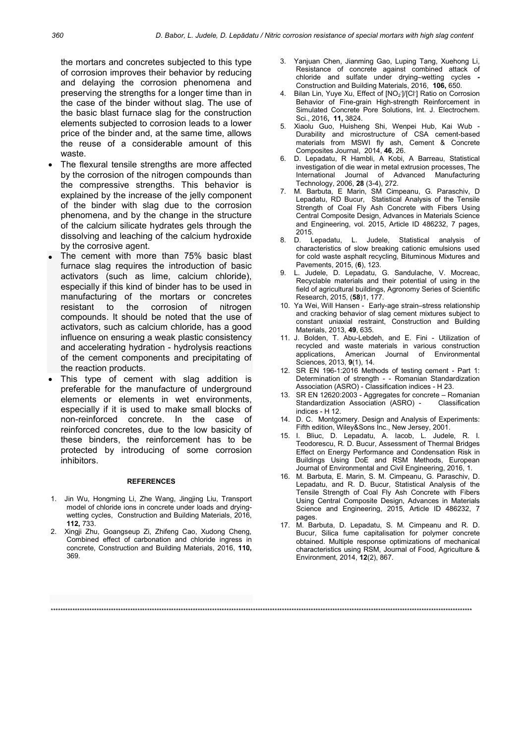the mortars and concretes subjected to this type of corrosion improves their behavior by reducing and delaying the corrosion phenomena and preserving the strengths for a longer time than in the case of the binder without slag. The use of the basic blast furnace slag for the construction elements subjected to corrosion leads to a lower price of the binder and, at the same time, allows the reuse of a considerable amount of this waste.

- The flexural tensile strengths are more affected by the corrosion of the nitrogen compounds than the compressive strengths. This behavior is explained by the increase of the jelly component of the binder with slag due to the corrosion phenomena, and by the change in the structure of the calcium silicate hydrates gels through the dissolving and leaching of the calcium hydroxide by the corrosive agent.
- The cement with more than 75% basic blast furnace slag requires the introduction of basic activators (such as lime, calcium chloride), especially if this kind of binder has to be used in manufacturing of the mortars or concretes resistant to the corrosion of nitrogen compounds. It should be noted that the use of activators, such as calcium chloride, has a good influence on ensuring a weak plastic consistency and accelerating hydration - hydrolysis reactions of the cement components and precipitating of the reaction products.
- This type of cement with slag addition is preferable for the manufacture of underground elements or elements in wet environments, especially if it is used to make small blocks of non-reinforced concrete. In the case of reinforced concretes, due to the low basicity of these binders, the reinforcement has to be protected by introducing of some corrosion inhibitors.

#### REFERENCES

1. Jin Wu, Hongming Li, Zhe Wang, Jingjing Liu, Transport model of chloride ions in concrete under loads and drying-wetting cycles, Construction and Building Materials, 2016, **112,** 733.
2. Xingji Zhu, Goangseup Zi, Zhifeng Cao, Xudong Cheng, Combined effect of carbonation and chloride ingress in concrete, Construction and Building Materials, 2016, **110,** 369.
3. Yanjuan Chen, Jianming Gao, Luping Tang, Xuehong Li, Resistance of concrete against combined attack of chloride and sulfate under drying–wetting cycles **-** Construction and Building Materials, 2016, **106,** 650.
4. Bilan Lin, Yuye Xu, Effect of [$NO_2^-$]/[$Cl^-$] Ratio on Corrosion Behavior of Fine-grain High-strength Reinforcement in Simulated Concrete Pore Solutions, Int. J. Electrochem. Sci., 2016**, 11,** 3824.
5. Xiaolu Guo, Huisheng Shi, Wenpei Hub, Kai Wub - Durability and microstructure of CSA cement-based materials from MSWI fly ash, Cement & Concrete Composites Journal, 2014, **46**, 26.
6. D. Lepadatu, R Hambli, A Kobi, A Barreau, Statistical investigation of die wear in metal extrusion processes, The International Journal of Advanced Manufacturing Technology, 2006, **28** (3-4), 272.
7. M. Barbuta, E Marin, SM Cimpeanu, G. Paraschiv, D Lepadatu, RD Bucur, Statistical Analysis of the Tensile Strength of Coal Fly Ash Concrete with Fibers Using Central Composite Design, Advances in Materials Science and Engineering, vol. 2015, Article ID 486232, 7 pages, 2015.
8. D. Lepadatu, L. Judele, Statistical analysis of characteristics of slow breaking cationic emulsions used for cold waste asphalt recycling, Bituminous Mixtures and Pavements, 2015, (**6**), 123.
9. L. Judele, D. Lepadatu, G. Sandulache, V. Mocreac, Recyclable materials and their potential of using in the field of agricultural buildings, Agronomy Series of Scientific Research, 2015, (**58**)1, 177.
10. Ya Wei, Will Hansen - Early-age strain–stress relationship and cracking behavior of slag cement mixtures subject to constant uniaxial restraint, Construction and Building Materials, 2013, **49**, 635.
11. J. Bolden, T. Abu-Lebdeh, and E. Fini - Utilization of recycled and waste materials in various construction applications, American Journal of Environmental Sciences, 2013, **9**(1), 14.
12. SR EN 196-1:2016 Methods of testing cement - Part 1: Determination of strength - - Romanian Standardization Association (ASRO) - Classification indices - H 23.
13. SR EN 12620:2003 - Aggregates for concrete – Romanian Standardization Association (ASRO) - Classification indices - H 12.
14. D. C. Montgomery. Design and Analysis of Experiments: Fifth edition, Wiley&Sons Inc., New Jersey, 2001.
15. I. Bliuc, D. Lepadatu, A. Iacob, L. Judele, R. I. Teodorescu, R. D. Bucur, Assessment of Thermal Bridges Effect on Energy Performance and Condensation Risk in Buildings Using DoE and RSM Methods, European Journal of Environmental and Civil Engineering, 2016, 1.
16. M. Barbuta, E. Marin, S. M. Cimpeanu, G. Paraschiv, D. Lepadatu, and R. D. Bucur, Statistical Analysis of the Tensile Strength of Coal Fly Ash Concrete with Fibers Using Central Composite Design, Advances in Materials Science and Engineering, 2015, Article ID 486232, 7 pages.
17. M. Barbuta, D. Lepadatu, S. M. Cimpeanu and R. D. Bucur, Silica fume capitalisation for polymer concrete obtained. Multiple response optimizations of mechanical characteristics using RSM, Journal of Food, Agriculture & Environment, 2014, **12**(2), 867.